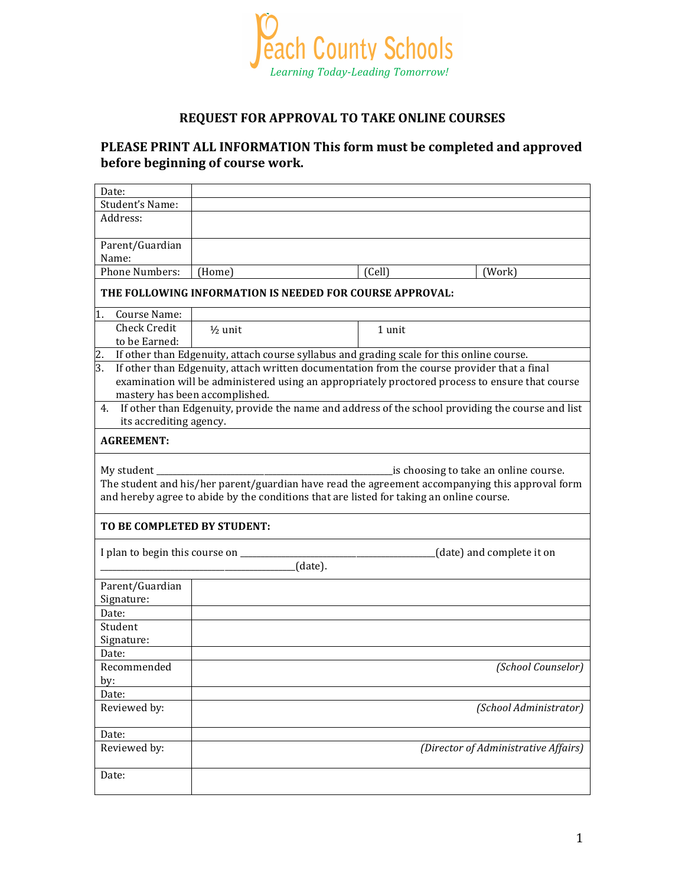# Peach County Schools

*Learning Today-Leading Tomorrow!*

## REQUEST FOR APPROVAL TO TAKE ONLINE COURSES

### PLEASE PRINT ALL INFORMATION This form must be completed and approved before beginning of course work.

| | | | |
|---|---|---|---|
| Date: | | | |
| Student's Name: | | | |
| Address: | | | |
| Parent/Guardian Name: | | | |
| Phone Numbers: | (Home) | (Cell) | (Work) |

**THE FOLLOWING INFORMATION IS NEEDED FOR COURSE APPROVAL:**

| | | |
|---|---|---|
| 1. Course Name: | | |
| Check Credit to be Earned: | ½ unit | 1 unit |

2. If other than Edgenuity, attach course syllabus and grading scale for this online course.
3. If other than Edgenuity, attach written documentation from the course provider that a final examination will be administered using an appropriately proctored process to ensure that course mastery has been accomplished.
4. If other than Edgenuity, provide the name and address of the school providing the course and list its accrediting agency.

**AGREEMENT:**

My student ______________________________________________is choosing to take an online course. The student and his/her parent/guardian have read the agreement accompanying this approval form and hereby agree to abide by the conditions that are listed for taking an online course.

**TO BE COMPLETED BY STUDENT:**

I plan to begin this course on __________________________________(date) and complete it on ______________________________________(date).

| | |
|---|---|
| Parent/Guardian Signature: | |
| Date: | |
| Student Signature: | |
| Date: | |
| Recommended by: | *(School Counselor)* |
| Date: | |
| Reviewed by: | *(School Administrator)* |
| Date: | |
| Reviewed by: | *(Director of Administrative Affairs)* |
| Date: | |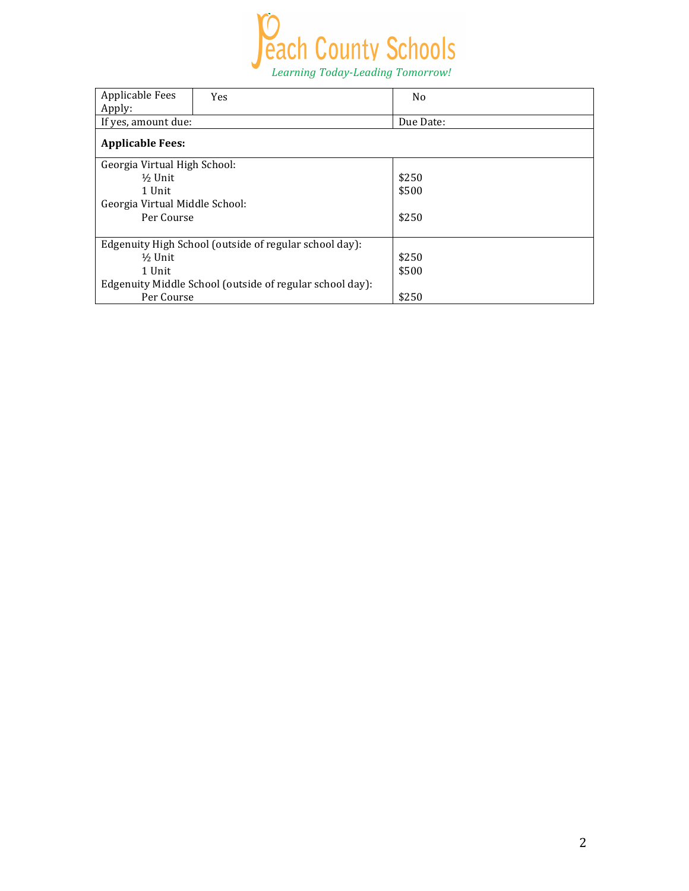Peach County Schools

*Learning Today-Leading Tomorrow!*

| | | |
|---|---|---|
| Applicable Fees Apply: | Yes | No |
| If yes, amount due: | | Due Date: |

**Applicable Fees:**

| | |
|---|---|
| Georgia Virtual High School: | |
| ½ Unit | $250 |
| 1 Unit | $500 |
| Georgia Virtual Middle School: | |
| Per Course | $250 |
| Edgenuity High School (outside of regular school day): | |
| ½ Unit | $250 |
| 1 Unit | $500 |
| Edgenuity Middle School (outside of regular school day): | |
| Per Course | $250 |